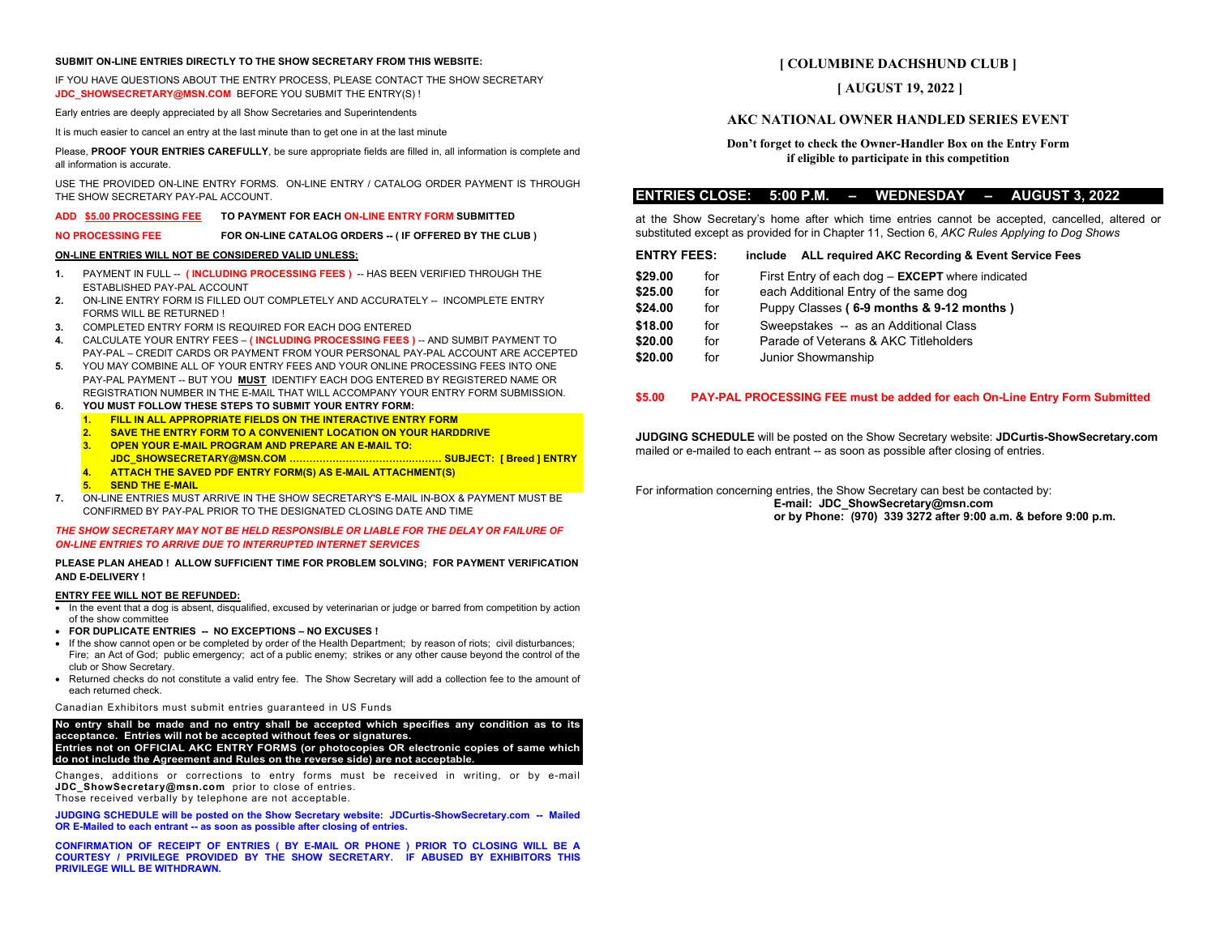**SUBMIT ON-LINE ENTRIES DIRECTLY TO THE SHOW SECRETARY FROM THIS WEBSITE:**

IF YOU HAVE QUESTIONS ABOUT THE ENTRY PROCESS, PLEASE CONTACT THE SHOW SECRETARY **JDC_SHOWSECRETARY@MSN.COM** BEFORE YOU SUBMIT THE ENTRY(S) !

Early entries are deeply appreciated by all Show Secretaries and Superintendents

It is much easier to cancel an entry at the last minute than to get one in at the last minute

Please, **PROOF YOUR ENTRIES CAREFULLY**, be sure appropriate fields are filled in, all information is complete and all information is accurate.

USE THE PROVIDED ON-LINE ENTRY FORMS. ON-LINE ENTRY / CATALOG ORDER PAYMENT IS THROUGH THE SHOW SECRETARY PAY-PAL ACCOUNT.

**ADD <u>$5.00 PROCESSING FEE</u> TO PAYMENT FOR EACH ON-LINE ENTRY FORM SUBMITTED**

**NO PROCESSING FEE FOR ON-LINE CATALOG ORDERS -- ( IF OFFERED BY THE CLUB )**

**<u>ON-LINE ENTRIES WILL NOT BE CONSIDERED VALID UNLESS:</u>**

1. PAYMENT IN FULL -- **( INCLUDING PROCESSING FEES )** -- HAS BEEN VERIFIED THROUGH THE ESTABLISHED PAY-PAL ACCOUNT
2. ON-LINE ENTRY FORM IS FILLED OUT COMPLETELY AND ACCURATELY -- INCOMPLETE ENTRY FORMS WILL BE RETURNED !
3. COMPLETED ENTRY FORM IS REQUIRED FOR EACH DOG ENTERED
4. CALCULATE YOUR ENTRY FEES – **( INCLUDING PROCESSING FEES )** -- AND SUMBIT PAYMENT TO PAY-PAL – CREDIT CARDS OR PAYMENT FROM YOUR PERSONAL PAY-PAL ACCOUNT ARE ACCEPTED
5. YOU MAY COMBINE ALL OF YOUR ENTRY FEES AND YOUR ONLINE PROCESSING FEES INTO ONE PAY-PAL PAYMENT -- BUT YOU **<u>MUST</u>** IDENTIFY EACH DOG ENTERED BY REGISTERED NAME OR REGISTRATION NUMBER IN THE E-MAIL THAT WILL ACCOMPANY YOUR ENTRY FORM SUBMISSION.
6. **YOU MUST FOLLOW THESE STEPS TO SUBMIT YOUR ENTRY FORM:**
   1. **FILL IN ALL APPROPRIATE FIELDS ON THE INTERACTIVE ENTRY FORM**
   2. **SAVE THE ENTRY FORM TO A CONVENIENT LOCATION ON YOUR HARDDRIVE**
   3. **OPEN YOUR E-MAIL PROGRAM AND PREPARE AN E-MAIL TO: JDC_SHOWSECRETARY@MSN.COM ……………………………………… SUBJECT: [ Breed ] ENTRY**
   4. **ATTACH THE SAVED PDF ENTRY FORM(S) AS E-MAIL ATTACHMENT(S)**
   5. **SEND THE E-MAIL**
7. ON-LINE ENTRIES MUST ARRIVE IN THE SHOW SECRETARY'S E-MAIL IN-BOX & PAYMENT MUST BE CONFIRMED BY PAY-PAL PRIOR TO THE DESIGNATED CLOSING DATE AND TIME

***THE SHOW SECRETARY MAY NOT BE HELD RESPONSIBLE OR LIABLE FOR THE DELAY OR FAILURE OF ON-LINE ENTRIES TO ARRIVE DUE TO INTERRUPTED INTERNET SERVICES***

**PLEASE PLAN AHEAD ! ALLOW SUFFICIENT TIME FOR PROBLEM SOLVING; FOR PAYMENT VERIFICATION AND E-DELIVERY !**

**<u>ENTRY FEE WILL NOT BE REFUNDED:</u>**

- In the event that a dog is absent, disqualified, excused by veterinarian or judge or barred from competition by action of the show committee
- **FOR DUPLICATE ENTRIES -- NO EXCEPTIONS – NO EXCUSES !**
- If the show cannot open or be completed by order of the Health Department; by reason of riots; civil disturbances; Fire; an Act of God; public emergency; act of a public enemy; strikes or any other cause beyond the control of the club or Show Secretary.
- Returned checks do not constitute a valid entry fee. The Show Secretary will add a collection fee to the amount of each returned check.

Canadian Exhibitors must submit entries guaranteed in US Funds

**No entry shall be made and no entry shall be accepted which specifies any condition as to its acceptance. Entries will not be accepted without fees or signatures.**
**Entries not on OFFICIAL AKC ENTRY FORMS (or photocopies OR electronic copies of same which do not include the Agreement and Rules on the reverse side) are not acceptable.**

Changes, additions or corrections to entry forms must be received in writing, or by e-mail **JDC_ShowSecretary@msn.com** prior to close of entries.
Those received verbally by telephone are not acceptable.

**JUDGING SCHEDULE will be posted on the Show Secretary website: JDCurtis-ShowSecretary.com -- Mailed OR E-Mailed to each entrant -- as soon as possible after closing of entries.**

**CONFIRMATION OF RECEIPT OF ENTRIES ( BY E-MAIL OR PHONE ) PRIOR TO CLOSING WILL BE A COURTESY / PRIVILEGE PROVIDED BY THE SHOW SECRETARY. IF ABUSED BY EXHIBITORS THIS PRIVILEGE WILL BE WITHDRAWN.**

# [ COLUMBINE DACHSHUND CLUB ]

## [ AUGUST 19, 2022 ]

## AKC NATIONAL OWNER HANDLED SERIES EVENT

**Don't forget to check the Owner-Handler Box on the Entry Form if eligible to participate in this competition**

## ENTRIES CLOSE: 5:00 P.M. – WEDNESDAY – AUGUST 3, 2022

at the Show Secretary's home after which time entries cannot be accepted, cancelled, altered or substituted except as provided for in Chapter 11, Section 6, *AKC Rules Applying to Dog Shows*

**ENTRY FEES: include ALL required AKC Recording & Event Service Fees**

| | | |
|---|---|---|
| **$29.00** | for | First Entry of each dog – **EXCEPT** where indicated |
| **$25.00** | for | each Additional Entry of the same dog |
| **$24.00** | for | Puppy Classes **( 6-9 months & 9-12 months )** |
| **$18.00** | for | Sweepstakes -- as an Additional Class |
| **$20.00** | for | Parade of Veterans & AKC Titleholders |
| **$20.00** | for | Junior Showmanship |

**$5.00 PAY-PAL PROCESSING FEE must be added for each On-Line Entry Form Submitted**

**JUDGING SCHEDULE** will be posted on the Show Secretary website: **JDCurtis-ShowSecretary.com** mailed or e-mailed to each entrant -- as soon as possible after closing of entries.

For information concerning entries, the Show Secretary can best be contacted by:
**E-mail: JDC_ShowSecretary@msn.com**
**or by Phone: (970) 339 3272 after 9:00 a.m. & before 9:00 p.m.**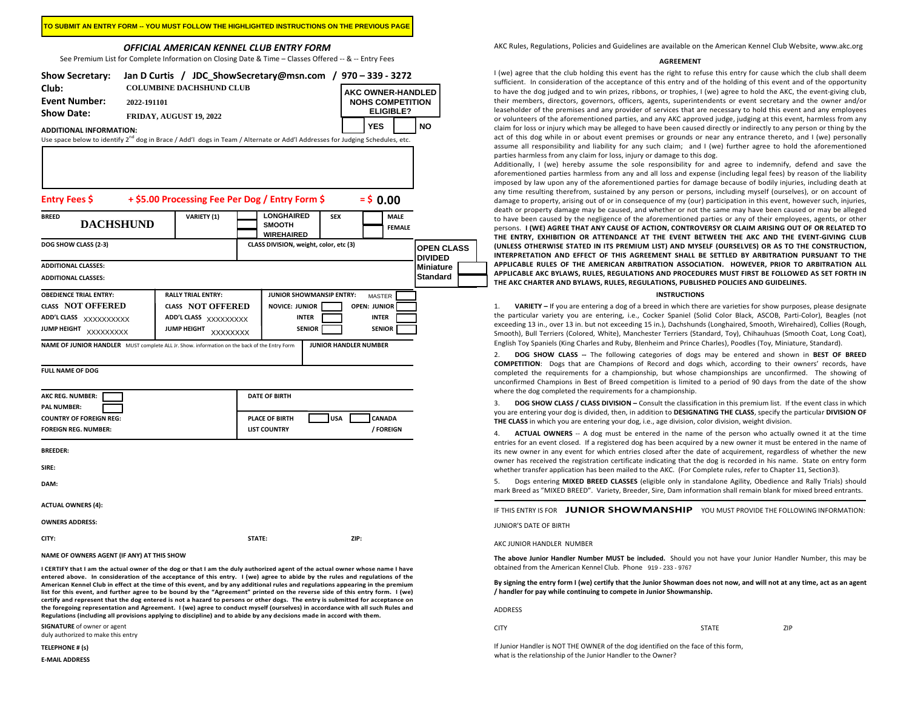**TO SUBMIT AN ENTRY FORM -- YOU MUST FOLLOW THE HIGHLIGHTED INSTRUCTIONS ON THE PREVIOUS PAGE**

## *OFFICIAL AMERICAN KENNEL CLUB ENTRY FORM*

See Premium List for Complete Information on Closing Date & Time – Classes Offered -- & -- Entry Fees

**Show Secretary:** Jan D Curtis / JDC_ShowSecretary@msn.com / 970 – 339 - 3272

**Club:** COLUMBINE DACHSHUND CLUB

**Event Number:** 2022-191101

**Show Date:** FRIDAY, AUGUST 19, 2022

**AKC OWNER-HANDLED NOHS COMPETITION ELIGIBLE?** YES ☐ NO ☐

**ADDITIONAL INFORMATION:**

Use space below to identify 2nd dog in Brace / Add'l dogs in Team / Alternate or Add'l Addresses for Judging Schedules, etc.

**Entry Fees $** + $5.00 Processing Fee Per Dog / Entry Form $ = $ 0.00

| BREED | VARIETY (1) | | SEX | |
|---|---|---|---|---|
| DACHSHUND | | ☐ LONGHAIRED ☐ SMOOTH ☐ WIREHAIRED | | ☐ MALE ☐ FEMALE |

DOG SHOW CLASS (2-3)

CLASS DIVISION, weight, color, etc (3)

**OPEN CLASS DIVIDED** Miniature ☐ Standard ☐

ADDITIONAL CLASSES:

ADDITIONAL CLASSES:

| OBEDIENCE TRIAL ENTRY: | RALLY TRIAL ENTRY: | JUNIOR SHOWMANSIP ENTRY: | |
|---|---|---|---|
| CLASS NOT OFFERED | CLASS NOT OFFERED | NOVICE: JUNIOR ☐ | MASTER ☐ OPEN: JUNIOR ☐ |
| ADD'L CLASS XXXXXXXXXX | ADD'L CLASS XXXXXXXXX | INTER ☐ | INTER ☐ |
| JUMP HEIGHT XXXXXXXXX | JUMP HEIGHT XXXXXXXX | SENIOR ☐ | SENIOR ☐ |

**NAME OF JUNIOR HANDLER** MUST complete ALL Jr. Show. information on the back of the Entry Form

**JUNIOR HANDLER NUMBER**

**FULL NAME OF DOG**

AKC REG. NUMBER: ☐

PAL NUMBER:

COUNTRY OF FOREIGN REG:

FOREIGN REG. NUMBER:

DATE OF BIRTH

PLACE OF BIRTH ☐ USA ☐ CANADA

LIST COUNTRY / FOREIGN

BREEDER:

SIRE:

DAM:

ACTUAL OWNERS (4):

OWNERS ADDRESS:

CITY: STATE: ZIP:

NAME OF OWNERS AGENT (IF ANY) AT THIS SHOW

**I CERTIFY that I am the actual owner of the dog or that I am the duly authorized agent of the actual owner whose name I have entered above. In consideration of the acceptance of this entry. I (we) agree to abide by the rules and regulations of the American Kennel Club in effect at the time of this event, and by any additional rules and regulations appearing in the premium list for this event, and further agree to be bound by the "Agreement" printed on the reverse side of this entry form. I (we) certify and represent that the dog entered is not a hazard to persons or other dogs. The entry is submitted for acceptance on the foregoing representation and Agreement. I (we) agree to conduct myself (ourselves) in accordance with all such Rules and Regulations (including all provisions applying to discipline) and to abide by any decisions made in accord with them.**

**SIGNATURE** of owner or agent duly authorized to make this entry

**TELEPHONE # (s)**

**E-MAIL ADDRESS**

AKC Rules, Regulations, Policies and Guidelines are available on the American Kennel Club Website, www.akc.org

### AGREEMENT

I (we) agree that the club holding this event has the right to refuse this entry for cause which the club shall deem sufficient. In consideration of the acceptance of this entry and of the holding of this event and of the opportunity to have the dog judged and to win prizes, ribbons, or trophies, I (we) agree to hold the AKC, the event-giving club, their members, directors, governors, officers, agents, superintendents or event secretary and the owner and/or leaseholder of the premises and any provider of services that are necessary to hold this event and any employees or volunteers of the aforementioned parties, and any AKC approved judge, judging at this event, harmless from any claim for loss or injury which may be alleged to have been caused directly or indirectly to any person or thing by the act of this dog while in or about event premises or grounds or near any entrance thereto, and I (we) personally assume all responsibility and liability for any such claim; and I (we) further agree to hold the aforementioned parties harmless from any claim for loss, injury or damage to this dog.

Additionally, I (we) hereby assume the sole responsibility for and agree to indemnify, defend and save the aforementioned parties harmless from any and all loss and expense (including legal fees) by reason of the liability imposed by law upon any of the aforementioned parties for damage because of bodily injuries, including death at any time resulting therefrom, sustained by any person or persons, including myself (ourselves), or on account of damage to property, arising out of or in consequence of my (our) participation in this event, however such, injuries, death or property damage may be caused, and whether or not the same may have been caused or may be alleged to have been caused by the negligence of the aforementioned parties or any of their employees, agents, or other persons. **I (WE) AGREE THAT ANY CAUSE OF ACTION, CONTROVERSY OR CLAIM ARISING OUT OF OR RELATED TO THE ENTRY, EXHIBITION OR ATTENDANCE AT THE EVENT BETWEEN THE AKC AND THE EVENT-GIVING CLUB (UNLESS OTHERWISE STATED IN ITS PREMIUM LIST) AND MYSELF (OURSELVES) OR AS TO THE CONSTRUCTION, INTERPRETATION AND EFFECT OF THIS AGREEMENT SHALL BE SETTLED BY ARBITRATION PURSUANT TO THE APPLICABLE RULES OF THE AMERICAN ARBITRATION ASSOCIATION. HOWEVER, PRIOR TO ARBITRATION ALL APPLICABLE AKC BYLAWS, RULES, REGULATIONS AND PROCEDURES MUST FIRST BE FOLLOWED AS SET FORTH IN THE AKC CHARTER AND BYLAWS, RULES, REGULATIONS, PUBLISHED POLICIES AND GUIDELINES.**

### INSTRUCTIONS

1. **VARIETY –** If you are entering a dog of a breed in which there are varieties for show purposes, please designate the particular variety you are entering, i.e., Cocker Spaniel (Solid Color Black, ASCOB, Parti-Color), Beagles (not exceeding 13 in., over 13 in. but not exceeding 15 in.), Dachshunds (Longhaired, Smooth, Wirehaired), Collies (Rough, Smooth), Bull Terriers (Colored, White), Manchester Terriers (Standard, Toy), Chihuahuas (Smooth Coat, Long Coat), English Toy Spaniels (King Charles and Ruby, Blenheim and Prince Charles), Poodles (Toy, Miniature, Standard).
2. **DOG SHOW CLASS --** The following categories of dogs may be entered and shown in **BEST OF BREED COMPETITION**: Dogs that are Champions of Record and dogs which, according to their owners' records, have completed the requirements for a championship, but whose championships are unconfirmed. The showing of unconfirmed Champions in Best of Breed competition is limited to a period of 90 days from the date of the show where the dog completed the requirements for a championship.
3. **DOG SHOW CLASS / CLASS DIVISION –** Consult the classification in this premium list. If the event class in which you are entering your dog is divided, then, in addition to **DESIGNATING THE CLASS**, specify the particular **DIVISION OF THE CLASS** in which you are entering your dog, i.e., age division, color division, weight division.
4. **ACTUAL OWNERS** -- A dog must be entered in the name of the person who actually owned it at the time entries for an event closed. If a registered dog has been acquired by a new owner it must be entered in the name of its new owner in any event for which entries closed after the date of acquirement, regardless of whether the new owner has received the registration certificate indicating that the dog is recorded in his name. State on entry form whether transfer application has been mailed to the AKC. (For Complete rules, refer to Chapter 11, Section3).
5. Dogs entering **MIXED BREED CLASSES** (eligible only in standalone Agility, Obedience and Rally Trials) should mark Breed as "MIXED BREED". Variety, Breeder, Sire, Dam information shall remain blank for mixed breed entrants.

IF THIS ENTRY IS FOR **JUNIOR SHOWMANSHIP** YOU MUST PROVIDE THE FOLLOWING INFORMATION:

JUNIOR'S DATE OF BIRTH

AKC JUNIOR HANDLER NUMBER

**The above Junior Handler Number MUST be included.** Should you not have your Junior Handler Number, this may be obtained from the American Kennel Club. Phone 919 - 233 - 9767

**By signing the entry form I (we) certify that the Junior Showman does not now, and will not at any time, act as an agent / handler for pay while continuing to compete in Junior Showmanship.**

ADDRESS

CITY STATE ZIP

If Junior Handler is NOT THE OWNER of the dog identified on the face of this form, what is the relationship of the Junior Handler to the Owner?